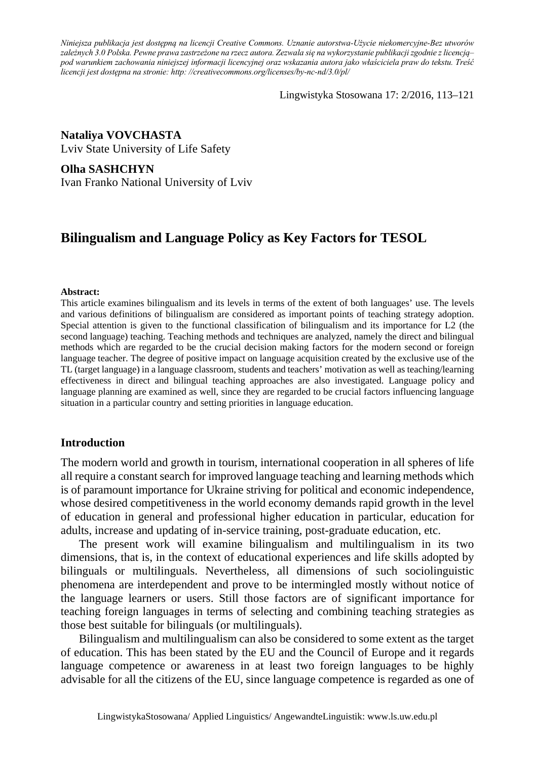*Niniejsza publikacja jest dostępną na licencji Creative Commons. Uznanie autorstwa-Użycie niekomercyjne-Bez utworów zależnych 3.0 Polska. Pewne prawa zastrzeżone na rzecz autora. Zezwala się na wykorzystanie publikacji zgodnie z licencją– pod warunkiem zachowania niniejszej informacji licencyjnej oraz wskazania autora jako właściciela praw do tekstu. Treść licencji jest dostępna na stronie: http: //creativecommons.org/licenses/by-nc-nd/3.0/pl/*

Lingwistyka Stosowana 17: 2/2016, 113–121

**Nataliya VOVCHASTA**
Lviv State University of Life Safety

**Olha SASHCHYN**
Ivan Franko National University of Lviv

# Bilingualism and Language Policy as Key Factors for TESOL

**Abstract:**
This article examines bilingualism and its levels in terms of the extent of both languages' use. The levels and various definitions of bilingualism are considered as important points of teaching strategy adoption. Special attention is given to the functional classification of bilingualism and its importance for L2 (the second language) teaching. Teaching methods and techniques are analyzed, namely the direct and bilingual methods which are regarded to be the crucial decision making factors for the modern second or foreign language teacher. The degree of positive impact on language acquisition created by the exclusive use of the TL (target language) in a language classroom, students and teachers' motivation as well as teaching/learning effectiveness in direct and bilingual teaching approaches are also investigated. Language policy and language planning are examined as well, since they are regarded to be crucial factors influencing language situation in a particular country and setting priorities in language education.

## Introduction

The modern world and growth in tourism, international cooperation in all spheres of life all require a constant search for improved language teaching and learning methods which is of paramount importance for Ukraine striving for political and economic independence, whose desired competitiveness in the world economy demands rapid growth in the level of education in general and professional higher education in particular, education for adults, increase and updating of in-service training, post-graduate education, etc.

The present work will examine bilingualism and multilingualism in its two dimensions, that is, in the context of educational experiences and life skills adopted by bilinguals or multilinguals. Nevertheless, all dimensions of such sociolinguistic phenomena are interdependent and prove to be intermingled mostly without notice of the language learners or users. Still those factors are of significant importance for teaching foreign languages in terms of selecting and combining teaching strategies as those best suitable for bilinguals (or multilinguals).

Bilingualism and multilingualism can also be considered to some extent as the target of education. This has been stated by the EU and the Council of Europe and it regards language competence or awareness in at least two foreign languages to be highly advisable for all the citizens of the EU, since language competence is regarded as one of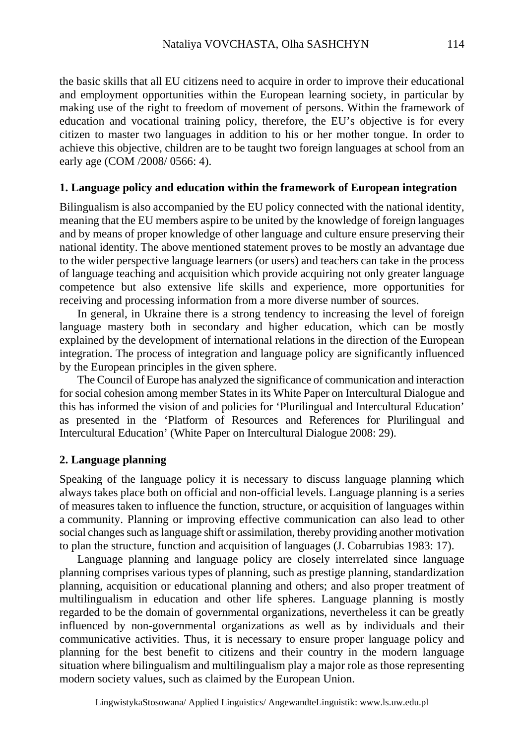the basic skills that all EU citizens need to acquire in order to improve their educational and employment opportunities within the European learning society, in particular by making use of the right to freedom of movement of persons. Within the framework of education and vocational training policy, therefore, the EU's objective is for every citizen to master two languages in addition to his or her mother tongue. In order to achieve this objective, children are to be taught two foreign languages at school from an early age (COM /2008/ 0566: 4).

## 1. Language policy and education within the framework of European integration

Bilingualism is also accompanied by the EU policy connected with the national identity, meaning that the EU members aspire to be united by the knowledge of foreign languages and by means of proper knowledge of other language and culture ensure preserving their national identity. The above mentioned statement proves to be mostly an advantage due to the wider perspective language learners (or users) and teachers can take in the process of language teaching and acquisition which provide acquiring not only greater language competence but also extensive life skills and experience, more opportunities for receiving and processing information from a more diverse number of sources.

In general, in Ukraine there is a strong tendency to increasing the level of foreign language mastery both in secondary and higher education, which can be mostly explained by the development of international relations in the direction of the European integration. The process of integration and language policy are significantly influenced by the European principles in the given sphere.

The Council of Europe has analyzed the significance of communication and interaction for social cohesion among member States in its White Paper on Intercultural Dialogue and this has informed the vision of and policies for 'Plurilingual and Intercultural Education' as presented in the 'Platform of Resources and References for Plurilingual and Intercultural Education' (White Paper on Intercultural Dialogue 2008: 29).

## 2. Language planning

Speaking of the language policy it is necessary to discuss language planning which always takes place both on official and non-official levels. Language planning is a series of measures taken to influence the function, structure, or acquisition of languages within a community. Planning or improving effective communication can also lead to other social changes such as language shift or assimilation, thereby providing another motivation to plan the structure, function and acquisition of languages (J. Cobarrubias 1983: 17).

Language planning and language policy are closely interrelated since language planning comprises various types of planning, such as prestige planning, standardization planning, acquisition or educational planning and others; and also proper treatment of multilingualism in education and other life spheres. Language planning is mostly regarded to be the domain of governmental organizations, nevertheless it can be greatly influenced by non-governmental organizations as well as by individuals and their communicative activities. Thus, it is necessary to ensure proper language policy and planning for the best benefit to citizens and their country in the modern language situation where bilingualism and multilingualism play a major role as those representing modern society values, such as claimed by the European Union.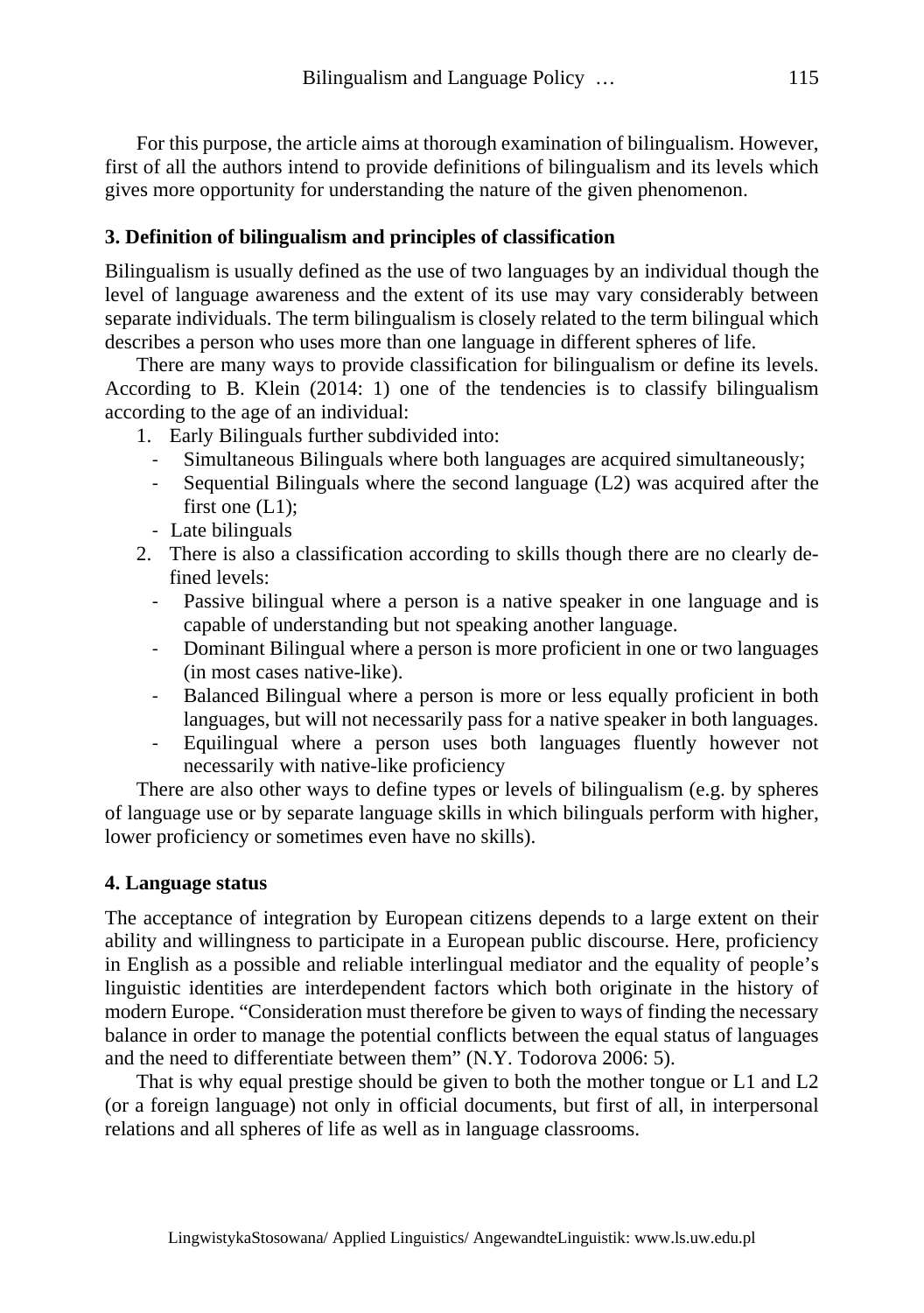For this purpose, the article aims at thorough examination of bilingualism. However, first of all the authors intend to provide definitions of bilingualism and its levels which gives more opportunity for understanding the nature of the given phenomenon.

## 3. Definition of bilingualism and principles of classification

Bilingualism is usually defined as the use of two languages by an individual though the level of language awareness and the extent of its use may vary considerably between separate individuals. The term bilingualism is closely related to the term bilingual which describes a person who uses more than one language in different spheres of life.

There are many ways to provide classification for bilingualism or define its levels. According to B. Klein (2014: 1) one of the tendencies is to classify bilingualism according to the age of an individual:

1. Early Bilinguals further subdivided into:
   - Simultaneous Bilinguals where both languages are acquired simultaneously;
   - Sequential Bilinguals where the second language (L2) was acquired after the first one (L1);
   - Late bilinguals
2. There is also a classification according to skills though there are no clearly defined levels:
   - Passive bilingual where a person is a native speaker in one language and is capable of understanding but not speaking another language.
   - Dominant Bilingual where a person is more proficient in one or two languages (in most cases native-like).
   - Balanced Bilingual where a person is more or less equally proficient in both languages, but will not necessarily pass for a native speaker in both languages.
   - Equilingual where a person uses both languages fluently however not necessarily with native-like proficiency

There are also other ways to define types or levels of bilingualism (e.g. by spheres of language use or by separate language skills in which bilinguals perform with higher, lower proficiency or sometimes even have no skills).

## 4. Language status

The acceptance of integration by European citizens depends to a large extent on their ability and willingness to participate in a European public discourse. Here, proficiency in English as a possible and reliable interlingual mediator and the equality of people's linguistic identities are interdependent factors which both originate in the history of modern Europe. "Consideration must therefore be given to ways of finding the necessary balance in order to manage the potential conflicts between the equal status of languages and the need to differentiate between them" (N.Y. Todorova 2006: 5).

That is why equal prestige should be given to both the mother tongue or L1 and L2 (or a foreign language) not only in official documents, but first of all, in interpersonal relations and all spheres of life as well as in language classrooms.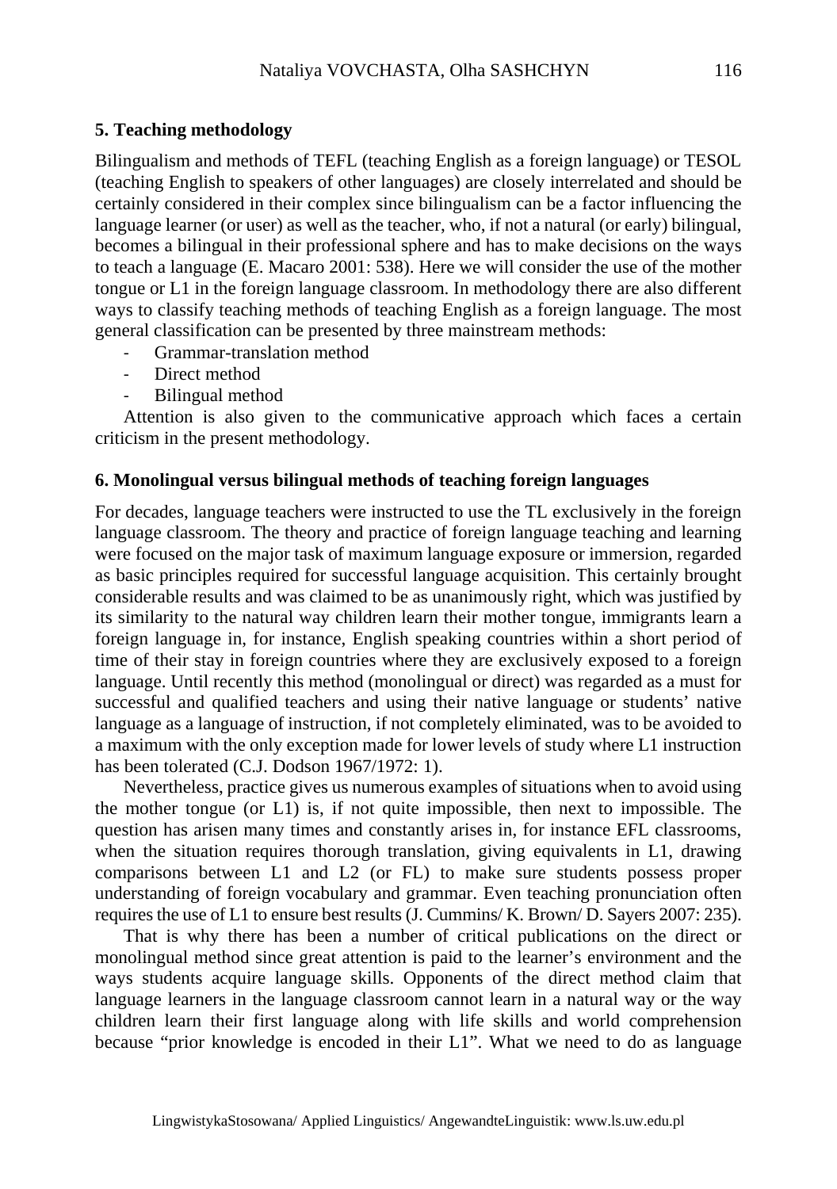## 5. Teaching methodology

Bilingualism and methods of TEFL (teaching English as a foreign language) or TESOL (teaching English to speakers of other languages) are closely interrelated and should be certainly considered in their complex since bilingualism can be a factor influencing the language learner (or user) as well as the teacher, who, if not a natural (or early) bilingual, becomes a bilingual in their professional sphere and has to make decisions on the ways to teach a language (E. Macaro 2001: 538). Here we will consider the use of the mother tongue or L1 in the foreign language classroom. In methodology there are also different ways to classify teaching methods of teaching English as a foreign language. The most general classification can be presented by three mainstream methods:

- Grammar-translation method
- Direct method
- Bilingual method

Attention is also given to the communicative approach which faces a certain criticism in the present methodology.

## 6. Monolingual versus bilingual methods of teaching foreign languages

For decades, language teachers were instructed to use the TL exclusively in the foreign language classroom. The theory and practice of foreign language teaching and learning were focused on the major task of maximum language exposure or immersion, regarded as basic principles required for successful language acquisition. This certainly brought considerable results and was claimed to be as unanimously right, which was justified by its similarity to the natural way children learn their mother tongue, immigrants learn a foreign language in, for instance, English speaking countries within a short period of time of their stay in foreign countries where they are exclusively exposed to a foreign language. Until recently this method (monolingual or direct) was regarded as a must for successful and qualified teachers and using their native language or students' native language as a language of instruction, if not completely eliminated, was to be avoided to a maximum with the only exception made for lower levels of study where L1 instruction has been tolerated (C.J. Dodson 1967/1972: 1).

Nevertheless, practice gives us numerous examples of situations when to avoid using the mother tongue (or L1) is, if not quite impossible, then next to impossible. The question has arisen many times and constantly arises in, for instance EFL classrooms, when the situation requires thorough translation, giving equivalents in L1, drawing comparisons between L1 and L2 (or FL) to make sure students possess proper understanding of foreign vocabulary and grammar. Even teaching pronunciation often requires the use of L1 to ensure best results (J. Cummins/ K. Brown/ D. Sayers 2007: 235).

That is why there has been a number of critical publications on the direct or monolingual method since great attention is paid to the learner's environment and the ways students acquire language skills. Opponents of the direct method claim that language learners in the language classroom cannot learn in a natural way or the way children learn their first language along with life skills and world comprehension because "prior knowledge is encoded in their L1". What we need to do as language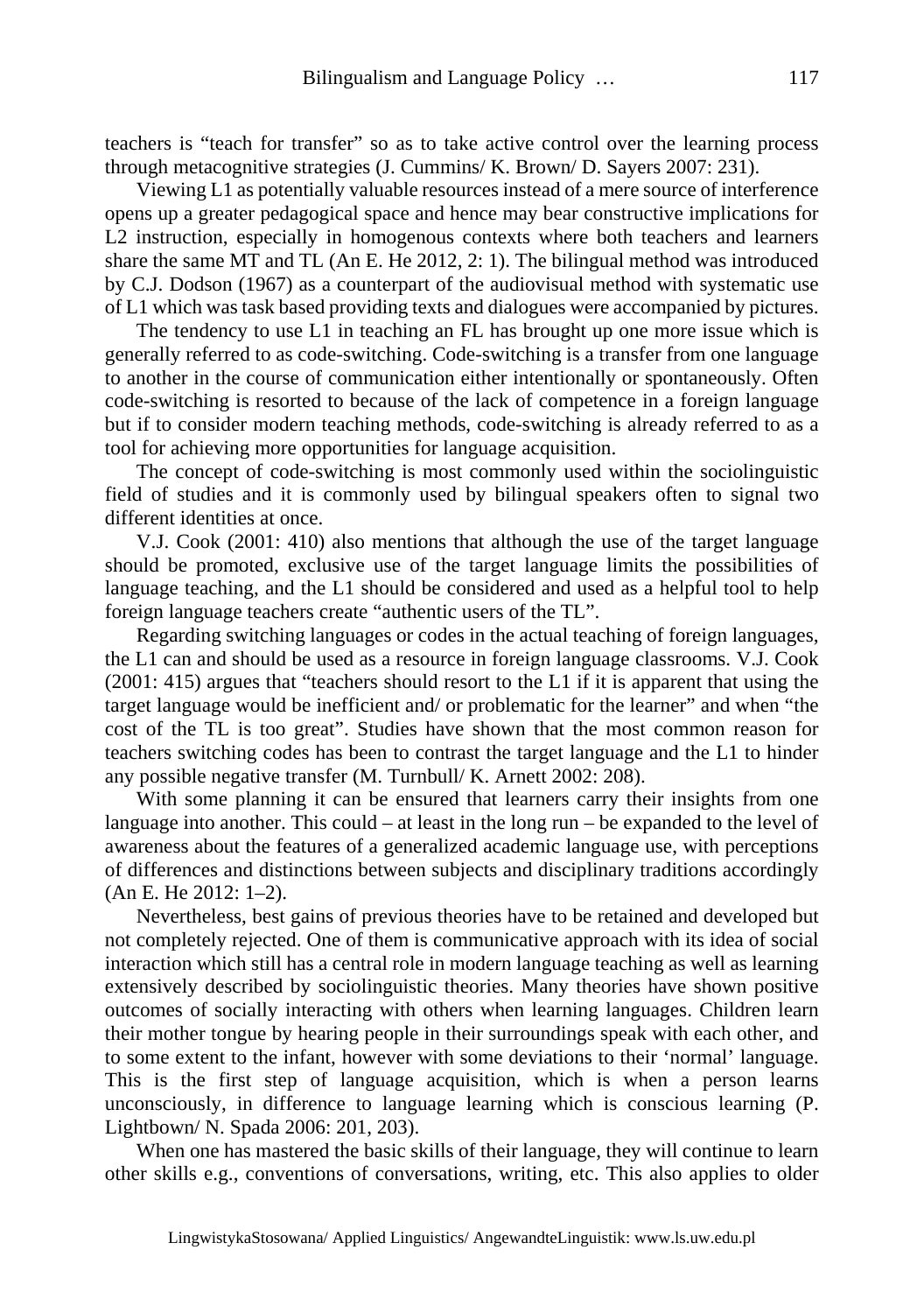teachers is "teach for transfer" so as to take active control over the learning process through metacognitive strategies (J. Cummins/ K. Brown/ D. Sayers 2007: 231).

Viewing L1 as potentially valuable resources instead of a mere source of interference opens up a greater pedagogical space and hence may bear constructive implications for L2 instruction, especially in homogenous contexts where both teachers and learners share the same MT and TL (An E. He 2012, 2: 1). The bilingual method was introduced by C.J. Dodson (1967) as a counterpart of the audiovisual method with systematic use of L1 which was task based providing texts and dialogues were accompanied by pictures.

The tendency to use L1 in teaching an FL has brought up one more issue which is generally referred to as code-switching. Code-switching is a transfer from one language to another in the course of communication either intentionally or spontaneously. Often code-switching is resorted to because of the lack of competence in a foreign language but if to consider modern teaching methods, code-switching is already referred to as a tool for achieving more opportunities for language acquisition.

The concept of code-switching is most commonly used within the sociolinguistic field of studies and it is commonly used by bilingual speakers often to signal two different identities at once.

V.J. Cook (2001: 410) also mentions that although the use of the target language should be promoted, exclusive use of the target language limits the possibilities of language teaching, and the L1 should be considered and used as a helpful tool to help foreign language teachers create "authentic users of the TL".

Regarding switching languages or codes in the actual teaching of foreign languages, the L1 can and should be used as a resource in foreign language classrooms. V.J. Cook (2001: 415) argues that "teachers should resort to the L1 if it is apparent that using the target language would be inefficient and/ or problematic for the learner" and when "the cost of the TL is too great". Studies have shown that the most common reason for teachers switching codes has been to contrast the target language and the L1 to hinder any possible negative transfer (M. Turnbull/ K. Arnett 2002: 208).

With some planning it can be ensured that learners carry their insights from one language into another. This could – at least in the long run – be expanded to the level of awareness about the features of a generalized academic language use, with perceptions of differences and distinctions between subjects and disciplinary traditions accordingly (An E. He 2012: 1–2).

Nevertheless, best gains of previous theories have to be retained and developed but not completely rejected. One of them is communicative approach with its idea of social interaction which still has a central role in modern language teaching as well as learning extensively described by sociolinguistic theories. Many theories have shown positive outcomes of socially interacting with others when learning languages. Children learn their mother tongue by hearing people in their surroundings speak with each other, and to some extent to the infant, however with some deviations to their 'normal' language. This is the first step of language acquisition, which is when a person learns unconsciously, in difference to language learning which is conscious learning (P. Lightbown/ N. Spada 2006: 201, 203).

When one has mastered the basic skills of their language, they will continue to learn other skills e.g., conventions of conversations, writing, etc. This also applies to older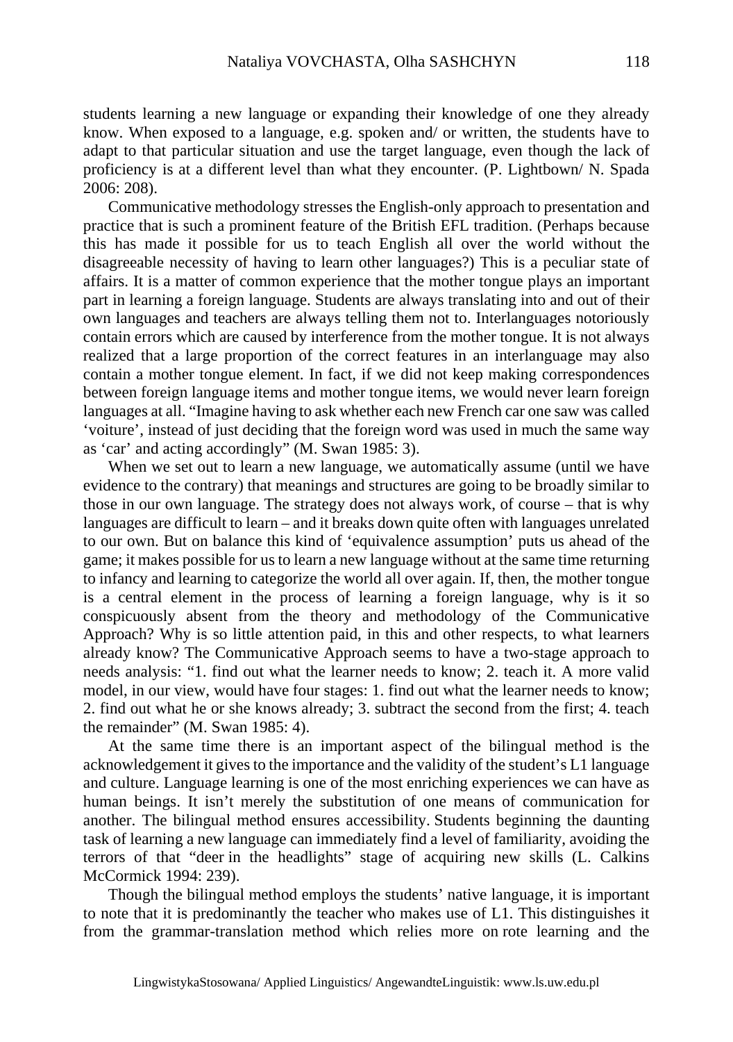students learning a new language or expanding their knowledge of one they already know. When exposed to a language, e.g. spoken and/ or written, the students have to adapt to that particular situation and use the target language, even though the lack of proficiency is at a different level than what they encounter. (P. Lightbown/ N. Spada 2006: 208).

Communicative methodology stresses the English-only approach to presentation and practice that is such a prominent feature of the British EFL tradition. (Perhaps because this has made it possible for us to teach English all over the world without the disagreeable necessity of having to learn other languages?) This is a peculiar state of affairs. It is a matter of common experience that the mother tongue plays an important part in learning a foreign language. Students are always translating into and out of their own languages and teachers are always telling them not to. Interlanguages notoriously contain errors which are caused by interference from the mother tongue. It is not always realized that a large proportion of the correct features in an interlanguage may also contain a mother tongue element. In fact, if we did not keep making correspondences between foreign language items and mother tongue items, we would never learn foreign languages at all. "Imagine having to ask whether each new French car one saw was called 'voiture', instead of just deciding that the foreign word was used in much the same way as 'car' and acting accordingly" (M. Swan 1985: 3).

When we set out to learn a new language, we automatically assume (until we have evidence to the contrary) that meanings and structures are going to be broadly similar to those in our own language. The strategy does not always work, of course – that is why languages are difficult to learn – and it breaks down quite often with languages unrelated to our own. But on balance this kind of 'equivalence assumption' puts us ahead of the game; it makes possible for us to learn a new language without at the same time returning to infancy and learning to categorize the world all over again. If, then, the mother tongue is a central element in the process of learning a foreign language, why is it so conspicuously absent from the theory and methodology of the Communicative Approach? Why is so little attention paid, in this and other respects, to what learners already know? The Communicative Approach seems to have a two-stage approach to needs analysis: "1. find out what the learner needs to know; 2. teach it. A more valid model, in our view, would have four stages: 1. find out what the learner needs to know; 2. find out what he or she knows already; 3. subtract the second from the first; 4. teach the remainder" (M. Swan 1985: 4).

At the same time there is an important aspect of the bilingual method is the acknowledgement it gives to the importance and the validity of the student's L1 language and culture. Language learning is one of the most enriching experiences we can have as human beings. It isn't merely the substitution of one means of communication for another. The bilingual method ensures accessibility. Students beginning the daunting task of learning a new language can immediately find a level of familiarity, avoiding the terrors of that "deer in the headlights" stage of acquiring new skills (L. Calkins McCormick 1994: 239).

Though the bilingual method employs the students' native language, it is important to note that it is predominantly the teacher who makes use of L1. This distinguishes it from the grammar-translation method which relies more on rote learning and the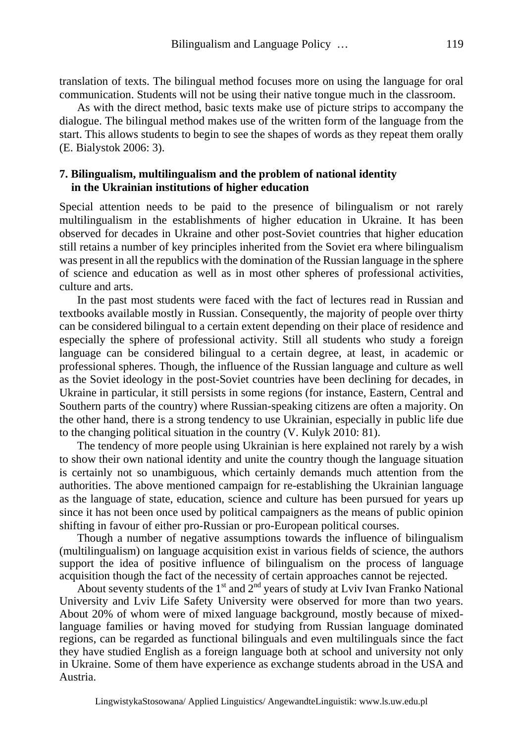translation of texts. The bilingual method focuses more on using the language for oral communication. Students will not be using their native tongue much in the classroom.

As with the direct method, basic texts make use of picture strips to accompany the dialogue. The bilingual method makes use of the written form of the language from the start. This allows students to begin to see the shapes of words as they repeat them orally (E. Bialystok 2006: 3).

## 7. Bilingualism, multilingualism and the problem of national identity in the Ukrainian institutions of higher education

Special attention needs to be paid to the presence of bilingualism or not rarely multilingualism in the establishments of higher education in Ukraine. It has been observed for decades in Ukraine and other post-Soviet countries that higher education still retains a number of key principles inherited from the Soviet era where bilingualism was present in all the republics with the domination of the Russian language in the sphere of science and education as well as in most other spheres of professional activities, culture and arts.

In the past most students were faced with the fact of lectures read in Russian and textbooks available mostly in Russian. Consequently, the majority of people over thirty can be considered bilingual to a certain extent depending on their place of residence and especially the sphere of professional activity. Still all students who study a foreign language can be considered bilingual to a certain degree, at least, in academic or professional spheres. Though, the influence of the Russian language and culture as well as the Soviet ideology in the post-Soviet countries have been declining for decades, in Ukraine in particular, it still persists in some regions (for instance, Eastern, Central and Southern parts of the country) where Russian-speaking citizens are often a majority. On the other hand, there is a strong tendency to use Ukrainian, especially in public life due to the changing political situation in the country (V. Kulyk 2010: 81).

The tendency of more people using Ukrainian is here explained not rarely by a wish to show their own national identity and unite the country though the language situation is certainly not so unambiguous, which certainly demands much attention from the authorities. The above mentioned campaign for re-establishing the Ukrainian language as the language of state, education, science and culture has been pursued for years up since it has not been once used by political campaigners as the means of public opinion shifting in favour of either pro-Russian or pro-European political courses.

Though a number of negative assumptions towards the influence of bilingualism (multilingualism) on language acquisition exist in various fields of science, the authors support the idea of positive influence of bilingualism on the process of language acquisition though the fact of the necessity of certain approaches cannot be rejected.

About seventy students of the 1st and 2nd years of study at Lviv Ivan Franko National University and Lviv Life Safety University were observed for more than two years. About 20% of whom were of mixed language background, mostly because of mixed-language families or having moved for studying from Russian language dominated regions, can be regarded as functional bilinguals and even multilinguals since the fact they have studied English as a foreign language both at school and university not only in Ukraine. Some of them have experience as exchange students abroad in the USA and Austria.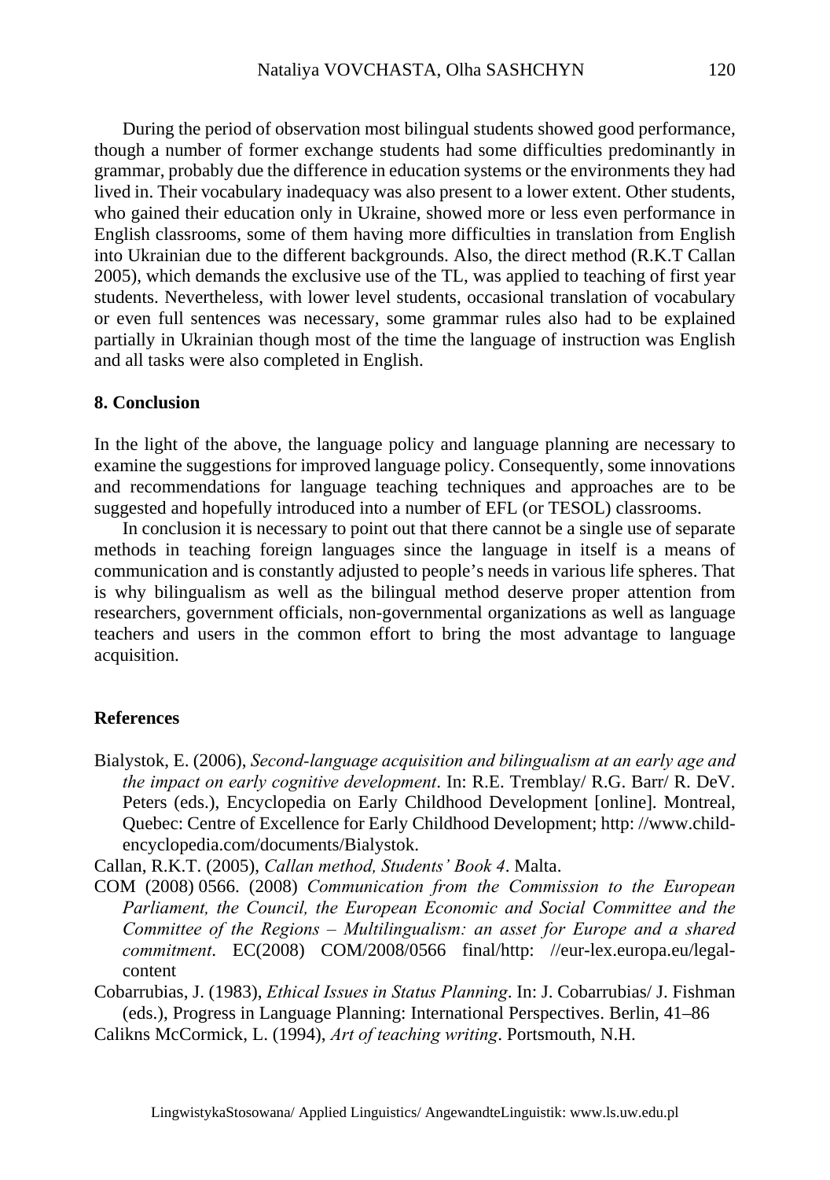During the period of observation most bilingual students showed good performance, though a number of former exchange students had some difficulties predominantly in grammar, probably due the difference in education systems or the environments they had lived in. Their vocabulary inadequacy was also present to a lower extent. Other students, who gained their education only in Ukraine, showed more or less even performance in English classrooms, some of them having more difficulties in translation from English into Ukrainian due to the different backgrounds. Also, the direct method (R.K.T Callan 2005), which demands the exclusive use of the TL, was applied to teaching of first year students. Nevertheless, with lower level students, occasional translation of vocabulary or even full sentences was necessary, some grammar rules also had to be explained partially in Ukrainian though most of the time the language of instruction was English and all tasks were also completed in English.

## 8. Conclusion

In the light of the above, the language policy and language planning are necessary to examine the suggestions for improved language policy. Consequently, some innovations and recommendations for language teaching techniques and approaches are to be suggested and hopefully introduced into a number of EFL (or TESOL) classrooms.

In conclusion it is necessary to point out that there cannot be a single use of separate methods in teaching foreign languages since the language in itself is a means of communication and is constantly adjusted to people's needs in various life spheres. That is why bilingualism as well as the bilingual method deserve proper attention from researchers, government officials, non-governmental organizations as well as language teachers and users in the common effort to bring the most advantage to language acquisition.

## References

Bialystok, E. (2006), *Second-language acquisition and bilingualism at an early age and the impact on early cognitive development*. In: R.E. Tremblay/ R.G. Barr/ R. DeV. Peters (eds.), Encyclopedia on Early Childhood Development [online]. Montreal, Quebec: Centre of Excellence for Early Childhood Development; http: //www.child-encyclopedia.com/documents/Bialystok.

Callan, R.K.T. (2005), *Callan method, Students' Book 4*. Malta.

COM (2008) 0566. (2008) *Communication from the Commission to the European Parliament, the Council, the European Economic and Social Committee and the Committee of the Regions – Multilingualism: an asset for Europe and a shared commitment*. EC(2008) COM/2008/0566 final/http: //eur-lex.europa.eu/legal-content

Cobarrubias, J. (1983), *Ethical Issues in Status Planning*. In: J. Cobarrubias/ J. Fishman (eds.), Progress in Language Planning: International Perspectives. Berlin, 41–86

Calikns McCormick, L. (1994), *Art of teaching writing*. Portsmouth, N.H.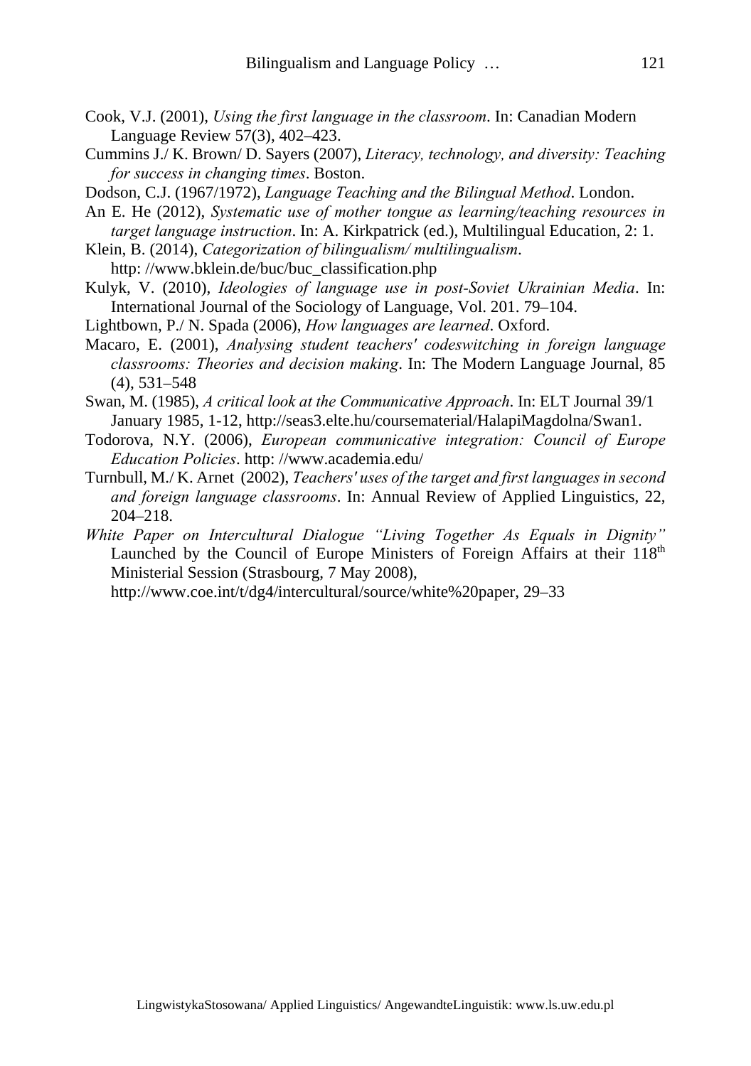Cook, V.J. (2001), *Using the first language in the classroom*. In: Canadian Modern Language Review 57(3), 402–423.

Cummins J./ K. Brown/ D. Sayers (2007), *Literacy, technology, and diversity: Teaching for success in changing times*. Boston.

Dodson, C.J. (1967/1972), *Language Teaching and the Bilingual Method*. London.

An E. He (2012), *Systematic use of mother tongue as learning/teaching resources in target language instruction*. In: A. Kirkpatrick (ed.), Multilingual Education, 2: 1.

Klein, B. (2014), *Categorization of bilingualism/ multilingualism*. http: //www.bklein.de/buc/buc_classification.php

Kulyk, V. (2010), *Ideologies of language use in post-Soviet Ukrainian Media*. In: International Journal of the Sociology of Language, Vol. 201. 79–104.

Lightbown, P./ N. Spada (2006), *How languages are learned*. Oxford.

Macaro, E. (2001), *Analysing student teachers' codeswitching in foreign language classrooms: Theories and decision making*. In: The Modern Language Journal, 85 (4), 531–548

Swan, M. (1985), *A critical look at the Communicative Approach*. In: ELT Journal 39/1 January 1985, 1-12, http://seas3.elte.hu/coursematerial/HalapiMagdolna/Swan1.

Todorova, N.Y. (2006), *European communicative integration: Council of Europe Education Policies*. http: //www.academia.edu/

Turnbull, M./ K. Arnet (2002), *Teachers' uses of the target and first languages in second and foreign language classrooms*. In: Annual Review of Applied Linguistics, 22, 204–218.

*White Paper on Intercultural Dialogue "Living Together As Equals in Dignity"* Launched by the Council of Europe Ministers of Foreign Affairs at their 118th Ministerial Session (Strasbourg, 7 May 2008), http://www.coe.int/t/dg4/intercultural/source/white%20paper, 29–33